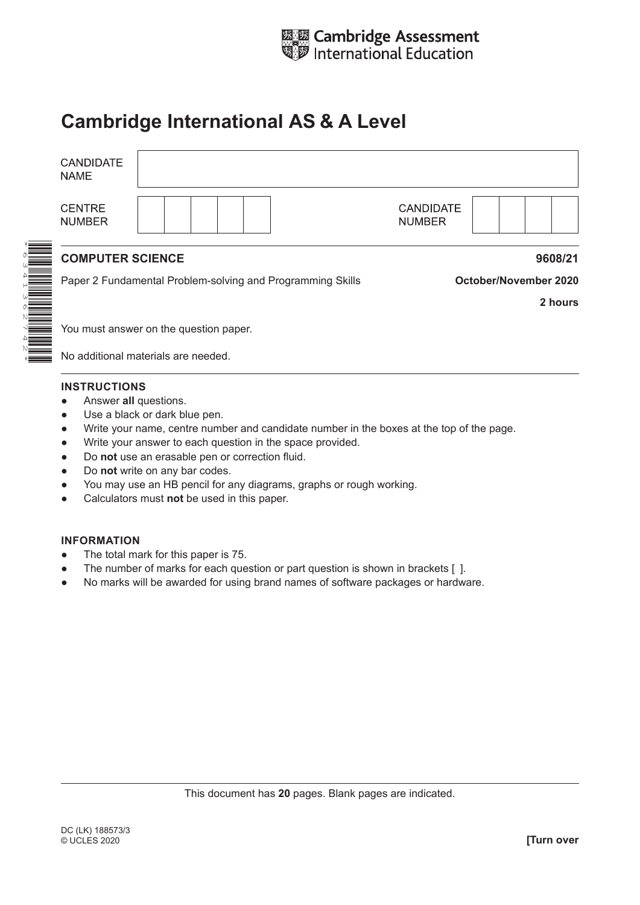Cambridge Assessment International Education

# Cambridge International AS & A Level

| CANDIDATE NAME | | | | | | | | | | |
|---|---|---|---|---|---|---|---|---|---|---|
| CENTRE NUMBER | | | | | | CANDIDATE NUMBER | | | | |

**COMPUTER SCIENCE** **9608/21**

Paper 2 Fundamental Problem-solving and Programming Skills **October/November 2020**

**2 hours**

You must answer on the question paper.

No additional materials are needed.

**INSTRUCTIONS**

- Answer **all** questions.
- Use a black or dark blue pen.
- Write your name, centre number and candidate number in the boxes at the top of the page.
- Write your answer to each question in the space provided.
- Do **not** use an erasable pen or correction fluid.
- Do **not** write on any bar codes.
- You may use an HB pencil for any diagrams, graphs or rough working.
- Calculators must **not** be used in this paper.

**INFORMATION**

- The total mark for this paper is 75.
- The number of marks for each question or part question is shown in brackets [ ].
- No marks will be awarded for using brand names of software packages or hardware.

This document has **20** pages. Blank pages are indicated.

DC (LK) 188573/3
© UCLES 2020 **[Turn over**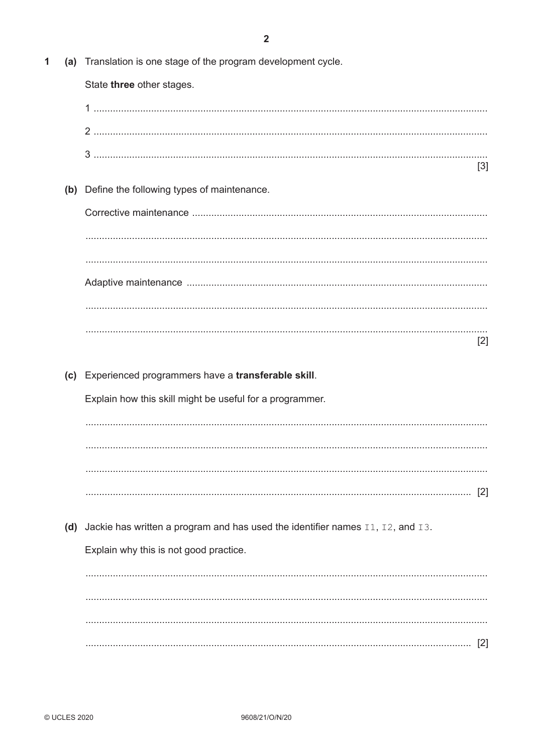1 (a) Translation is one stage of the program development cycle.

State **three** other stages.

1 ................................................................................................................................

2 ................................................................................................................................

3 ................................................................................................................................ [3]

(b) Define the following types of maintenance.

Corrective maintenance ..........................................................................................................

................................................................................................................................

................................................................................................................................

Adaptive maintenance ............................................................................................................

................................................................................................................................

................................................................................................................................ [2]

(c) Experienced programmers have a **transferable skill**.

Explain how this skill might be useful for a programmer.

................................................................................................................................

................................................................................................................................

................................................................................................................................

................................................................................................................................ [2]

(d) Jackie has written a program and has used the identifier names `I1`, `I2`, and `I3`.

Explain why this is not good practice.

................................................................................................................................

................................................................................................................................

................................................................................................................................

................................................................................................................................ [2]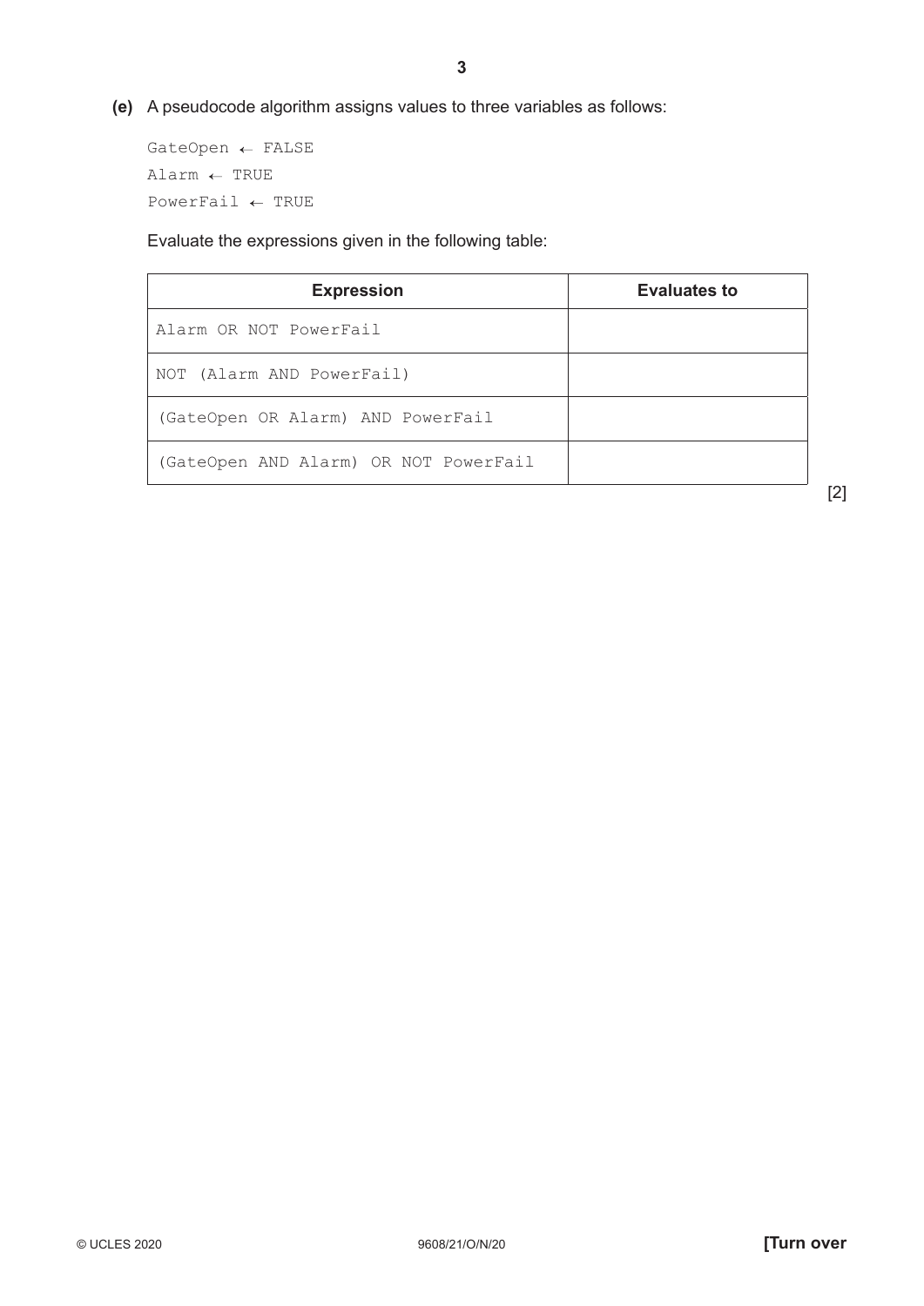**(e)** A pseudocode algorithm assigns values to three variables as follows:

```
GateOpen ← FALSE
Alarm ← TRUE
PowerFail ← TRUE
```

Evaluate the expressions given in the following table:

| Expression | Evaluates to |
|---|---|
| `Alarm OR NOT PowerFail` | |
| `NOT (Alarm AND PowerFail)` | |
| `(GateOpen OR Alarm) AND PowerFail` | |
| `(GateOpen AND Alarm) OR NOT PowerFail` | |

[2]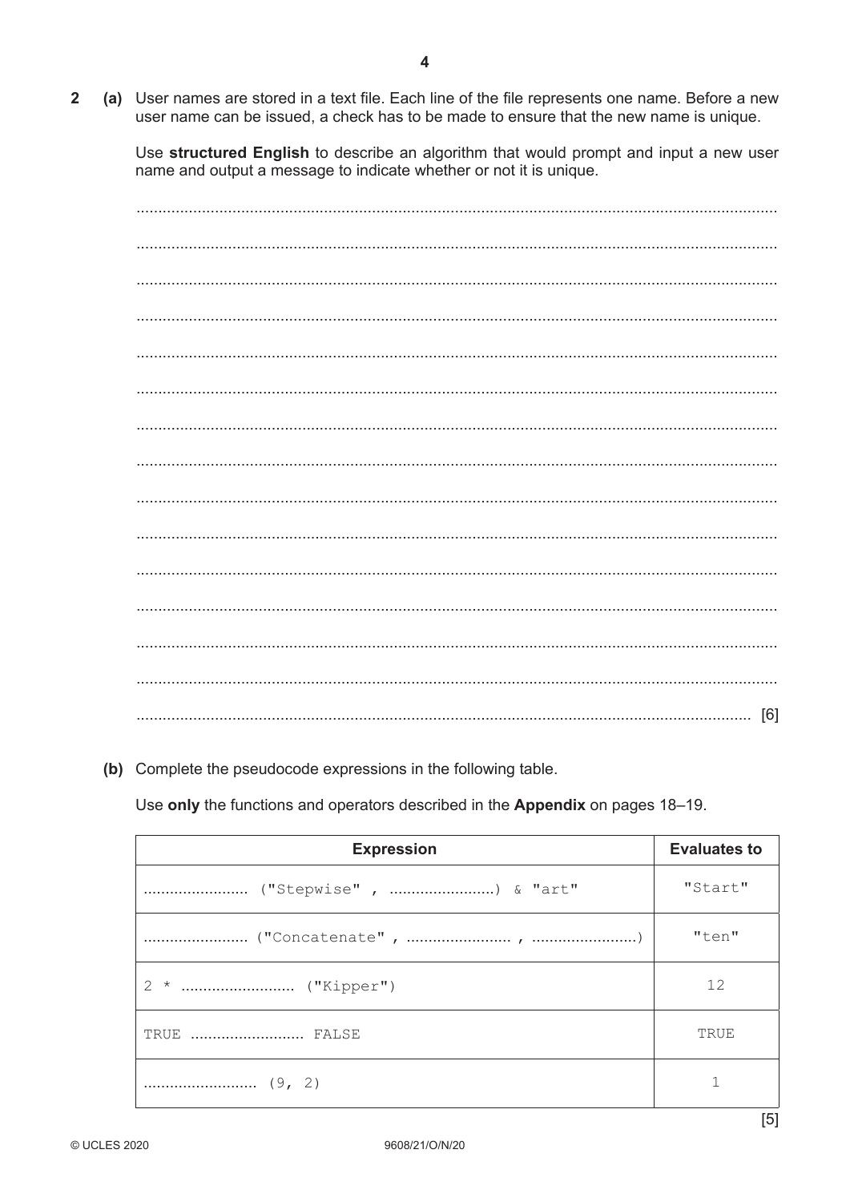**2** **(a)** User names are stored in a text file. Each line of the file represents one name. Before a new user name can be issued, a check has to be made to ensure that the new name is unique.

Use **structured English** to describe an algorithm that would prompt and input a new user name and output a message to indicate whether or not it is unique.

...........................................................................................................................................

...........................................................................................................................................

...........................................................................................................................................

...........................................................................................................................................

...........................................................................................................................................

...........................................................................................................................................

...........................................................................................................................................

...........................................................................................................................................

...........................................................................................................................................

...........................................................................................................................................

...........................................................................................................................................

...........................................................................................................................................

...........................................................................................................................................

...........................................................................................................................................

..................................................................................................................................... [6]

**(b)** Complete the pseudocode expressions in the following table.

Use **only** the functions and operators described in the **Appendix** on pages 18–19.

| Expression | Evaluates to |
|---|---|
| ........................ ("Stepwise" , ........................) & "art" | "Start" |
| ........................ ("Concatenate" , ........................ , ........................) | "ten" |
| 2 * ........................ ("Kipper") | 12 |
| TRUE ........................ FALSE | TRUE |
| ........................ (9, 2) | 1 |

[5]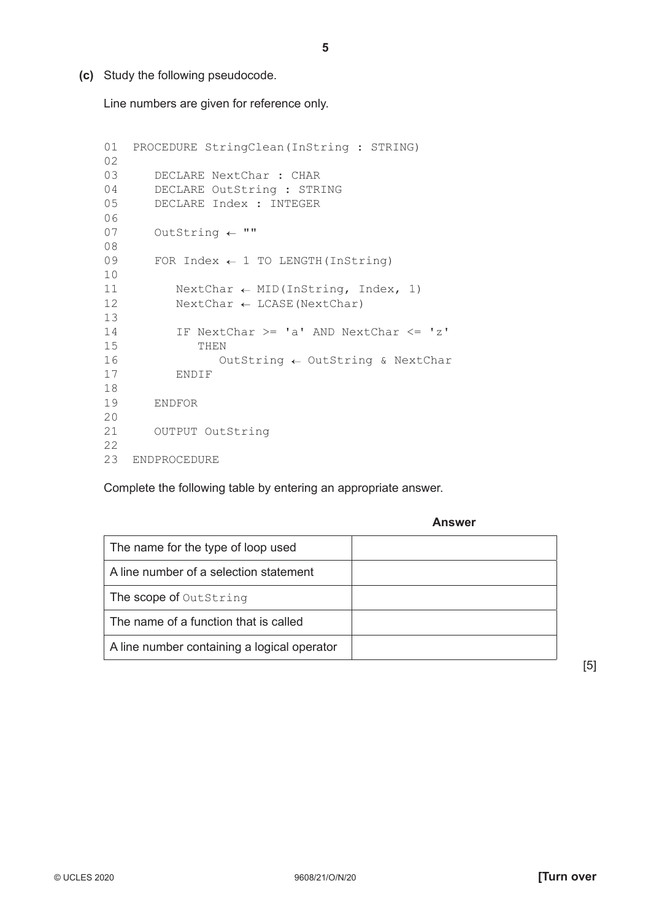**(c)** Study the following pseudocode.

Line numbers are given for reference only.

```
01  PROCEDURE StringClean(InString : STRING)
02
03     DECLARE NextChar : CHAR
04     DECLARE OutString : STRING
05     DECLARE Index : INTEGER
06
07     OutString ← ""
08
09     FOR Index ← 1 TO LENGTH(InString)
10
11        NextChar ← MID(InString, Index, 1)
12        NextChar ← LCASE(NextChar)
13
14        IF NextChar >= 'a' AND NextChar <= 'z'
15           THEN
16              OutString ← OutString & NextChar
17        ENDIF
18
19     ENDFOR
20
21     OUTPUT OutString
22
23  ENDPROCEDURE
```

Complete the following table by entering an appropriate answer.

| | **Answer** |
|---|---|
| The name for the type of loop used | |
| A line number of a selection statement | |
| The scope of `OutString` | |
| The name of a function that is called | |
| A line number containing a logical operator | |

[5]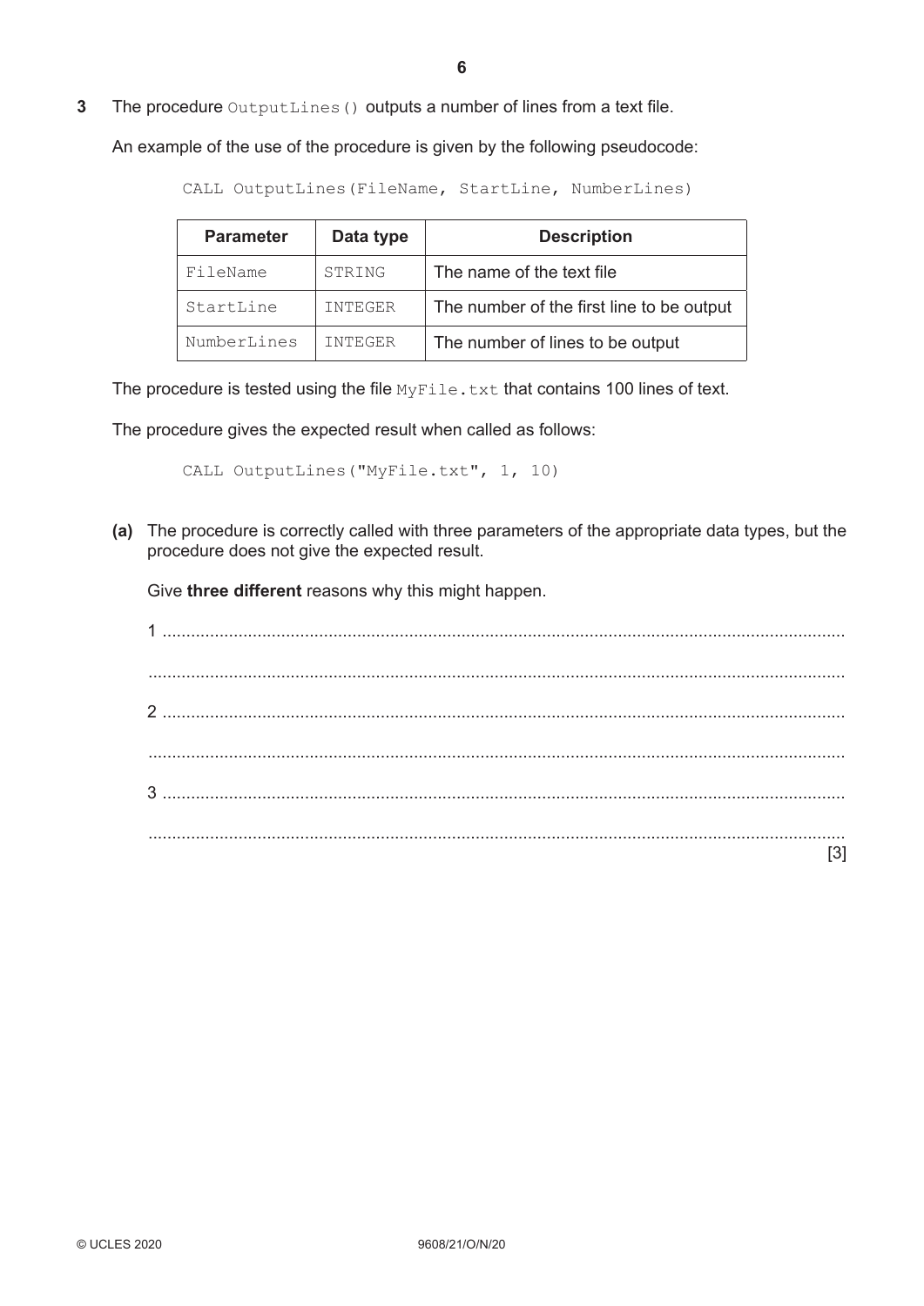**3** The procedure `OutputLines()` outputs a number of lines from a text file.

An example of the use of the procedure is given by the following pseudocode:

```
CALL OutputLines(FileName, StartLine, NumberLines)
```

| Parameter | Data type | Description |
|---|---|---|
| FileName | STRING | The name of the text file |
| StartLine | INTEGER | The number of the first line to be output |
| NumberLines | INTEGER | The number of lines to be output |

The procedure is tested using the file `MyFile.txt` that contains 100 lines of text.

The procedure gives the expected result when called as follows:

```
CALL OutputLines("MyFile.txt", 1, 10)
```

**(a)** The procedure is correctly called with three parameters of the appropriate data types, but the procedure does not give the expected result.

Give **three different** reasons why this might happen.

1 ..........................................................................................................................................

..........................................................................................................................................

2 ..........................................................................................................................................

..........................................................................................................................................

3 ..........................................................................................................................................

.......................................................................................................................................... [3]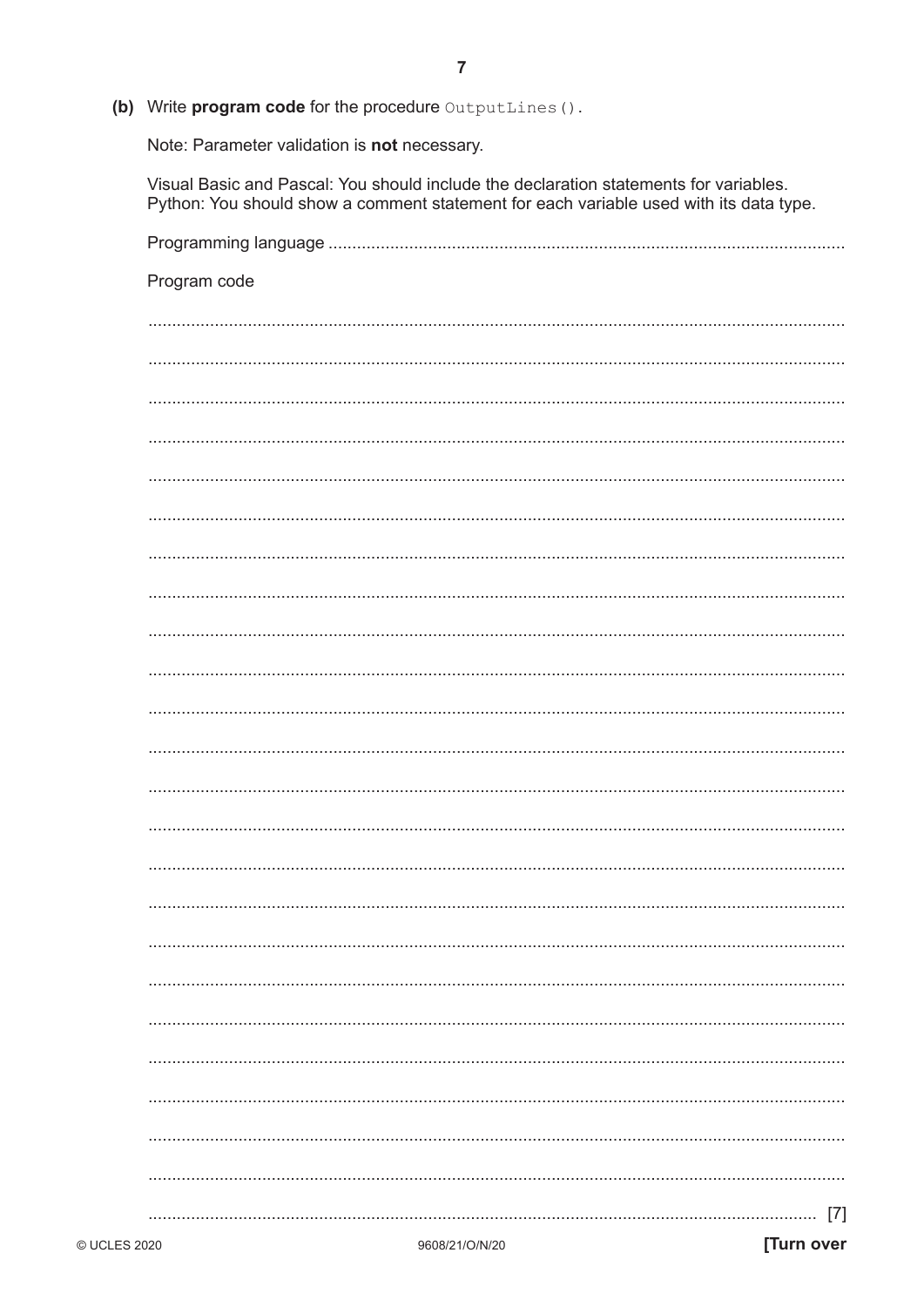(b) Write **program code** for the procedure `OutputLines()`.

Note: Parameter validation is **not** necessary.

Visual Basic and Pascal: You should include the declaration statements for variables.
Python: You should show a comment statement for each variable used with its data type.

Programming language ............................................................................................................

Program code

.......................................................................................................................................

.......................................................................................................................................

.......................................................................................................................................

.......................................................................................................................................

.......................................................................................................................................

.......................................................................................................................................

.......................................................................................................................................

.......................................................................................................................................

.......................................................................................................................................

.......................................................................................................................................

.......................................................................................................................................

.......................................................................................................................................

.......................................................................................................................................

.......................................................................................................................................

.......................................................................................................................................

.......................................................................................................................................

.......................................................................................................................................

.......................................................................................................................................

.......................................................................................................................................

.......................................................................................................................................

.......................................................................................................................................

.......................................................................................................................................

.......................................................................................................................................

................................................................................................................................ [7]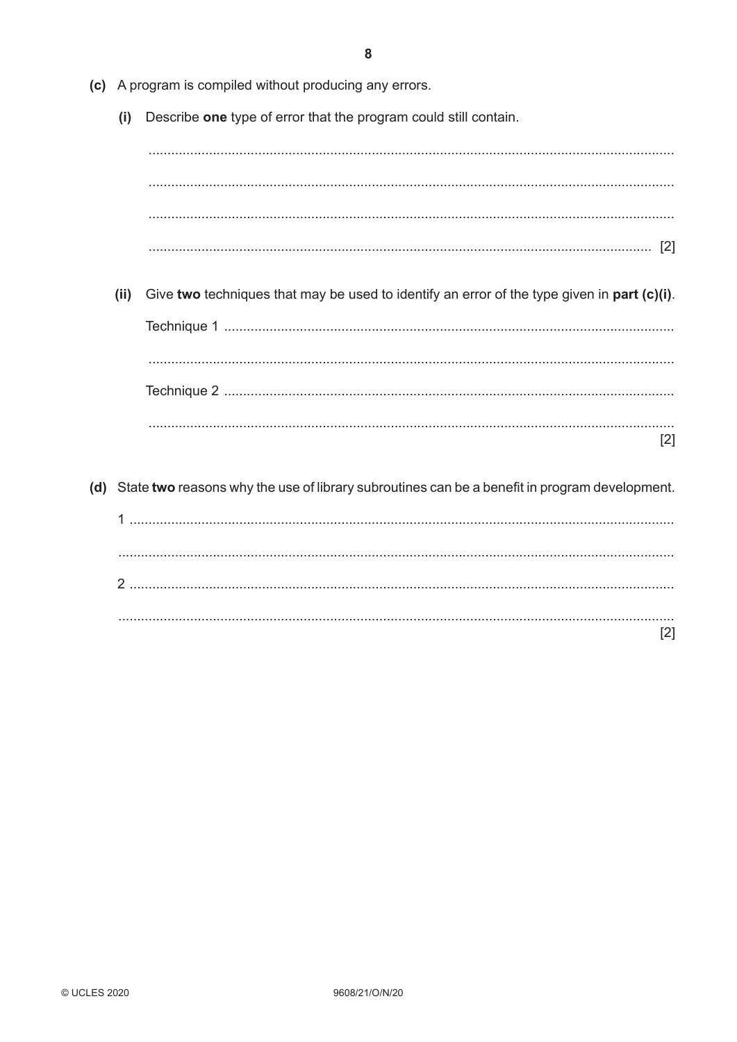(c) A program is compiled without producing any errors.

(i) Describe **one** type of error that the program could still contain.

..........................................................................................................................................

..........................................................................................................................................

..........................................................................................................................................

.................................................................................................................................... [2]

(ii) Give **two** techniques that may be used to identify an error of the type given in **part (c)(i)**.

Technique 1 ......................................................................................................................

..........................................................................................................................................

Technique 2 ......................................................................................................................

..........................................................................................................................................
[2]

(d) State **two** reasons why the use of library subroutines can be a benefit in program development.

1 ...............................................................................................................................

..........................................................................................................................................

2 ...............................................................................................................................

..........................................................................................................................................
[2]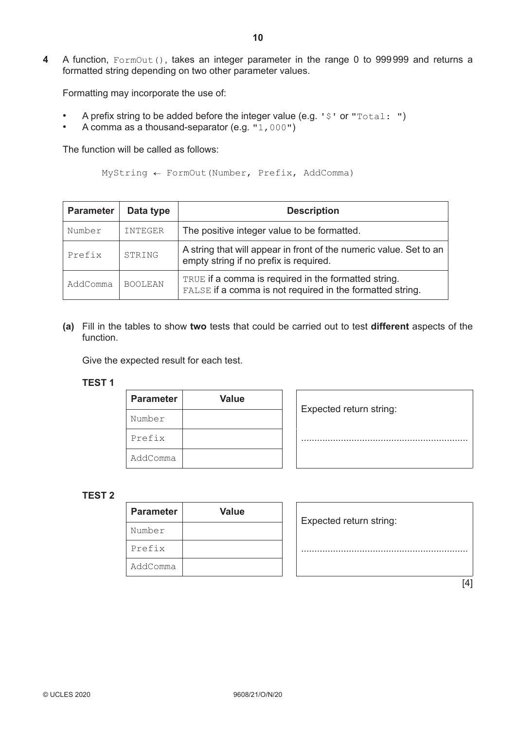**4** A function, `FormOut()`, takes an integer parameter in the range 0 to 999999 and returns a formatted string depending on two other parameter values.

Formatting may incorporate the use of:

- A prefix string to be added before the integer value (e.g. `'$'` or `"Total: "`)
- A comma as a thousand-separator (e.g. `"1,000"`)

The function will be called as follows:

```
MyString ← FormOut(Number, Prefix, AddComma)
```

| Parameter | Data type | Description |
|---|---|---|
| Number | INTEGER | The positive integer value to be formatted. |
| Prefix | STRING | A string that will appear in front of the numeric value. Set to an empty string if no prefix is required. |
| AddComma | BOOLEAN | TRUE if a comma is required in the formatted string. FALSE if a comma is not required in the formatted string. |

**(a)** Fill in the tables to show **two** tests that could be carried out to test **different** aspects of the function.

Give the expected result for each test.

**TEST 1**

| Parameter | Value |
|---|---|
| Number | |
| Prefix | |
| AddComma | |

Expected return string:

..............................................................

**TEST 2**

| Parameter | Value |
|---|---|
| Number | |
| Prefix | |
| AddComma | |

Expected return string:

..............................................................

[4]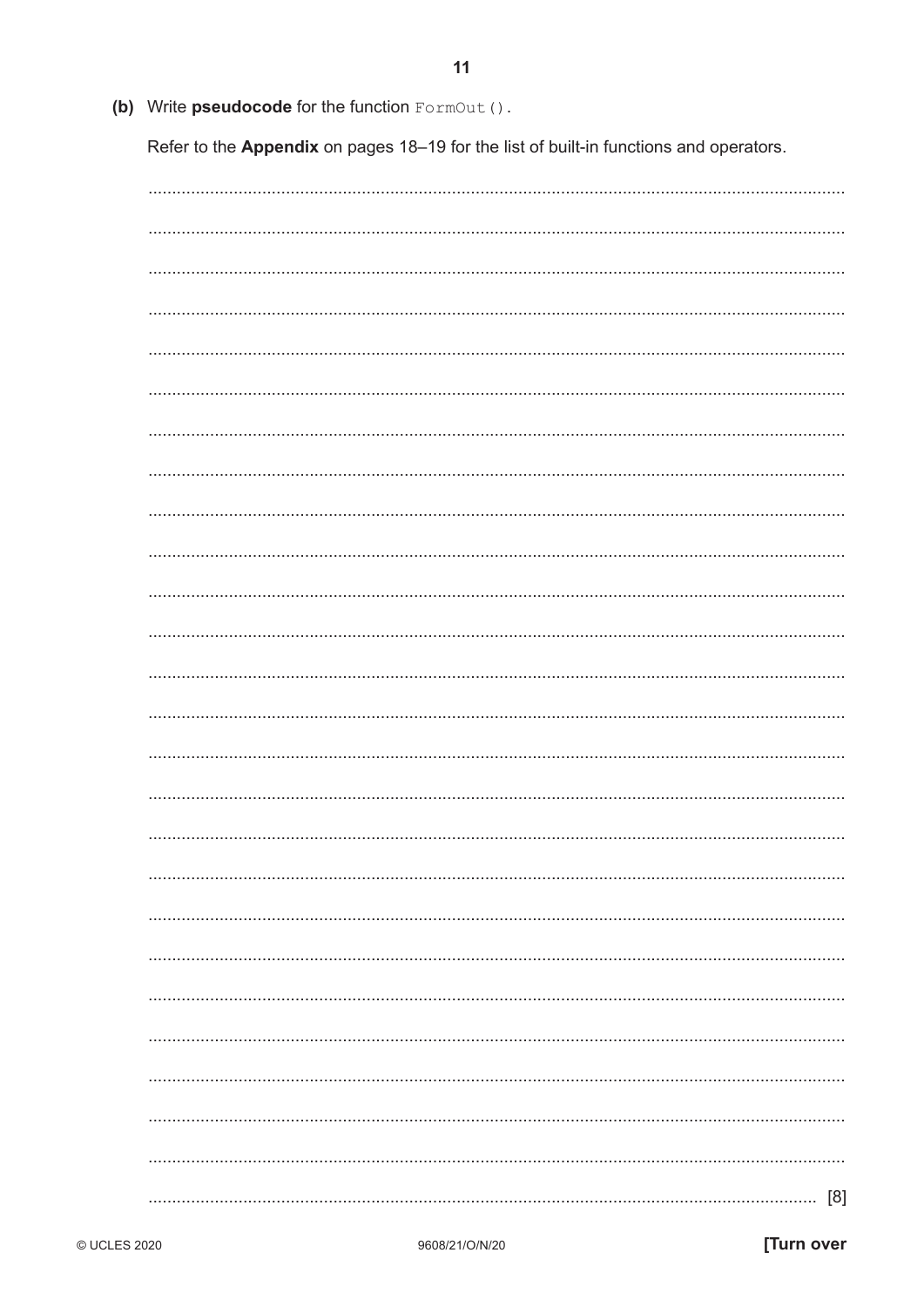**(b)** Write **pseudocode** for the function `FormOut()`.

Refer to the **Appendix** on pages 18–19 for the list of built-in functions and operators.

...................................................................................................................................... [8]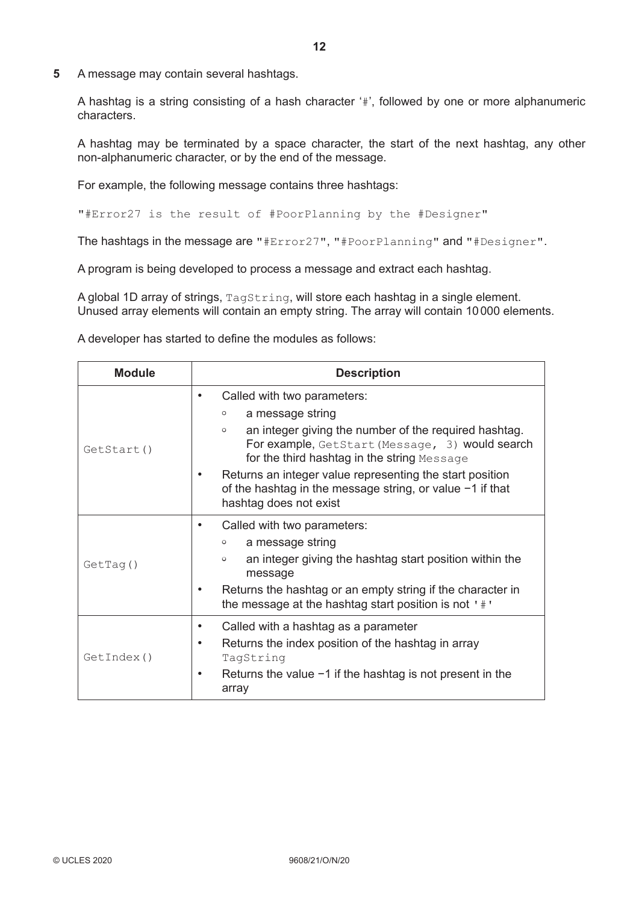**5** A message may contain several hashtags.

A hashtag is a string consisting of a hash character '#', followed by one or more alphanumeric characters.

A hashtag may be terminated by a space character, the start of the next hashtag, any other non-alphanumeric character, or by the end of the message.

For example, the following message contains three hashtags:

```
"#Error27 is the result of #PoorPlanning by the #Designer"
```

The hashtags in the message are `"#Error27"`, `"#PoorPlanning"` and `"#Designer"`.

A program is being developed to process a message and extract each hashtag.

A global 1D array of strings, `TagString`, will store each hashtag in a single element. Unused array elements will contain an empty string. The array will contain 10 000 elements.

A developer has started to define the modules as follows:

| Module | Description |
|---|---|
| `GetStart()` | • Called with two parameters:<br>&nbsp;&nbsp;◦ a message string<br>&nbsp;&nbsp;◦ an integer giving the number of the required hashtag. For example, `GetStart(Message, 3)` would search for the third hashtag in the string `Message`<br>• Returns an integer value representing the start position of the hashtag in the message string, or value −1 if that hashtag does not exist |
| `GetTag()` | • Called with two parameters:<br>&nbsp;&nbsp;◦ a message string<br>&nbsp;&nbsp;◦ an integer giving the hashtag start position within the message<br>• Returns the hashtag or an empty string if the character in the message at the hashtag start position is not `'#'` |
| `GetIndex()` | • Called with a hashtag as a parameter<br>• Returns the index position of the hashtag in array `TagString`<br>• Returns the value −1 if the hashtag is not present in the array |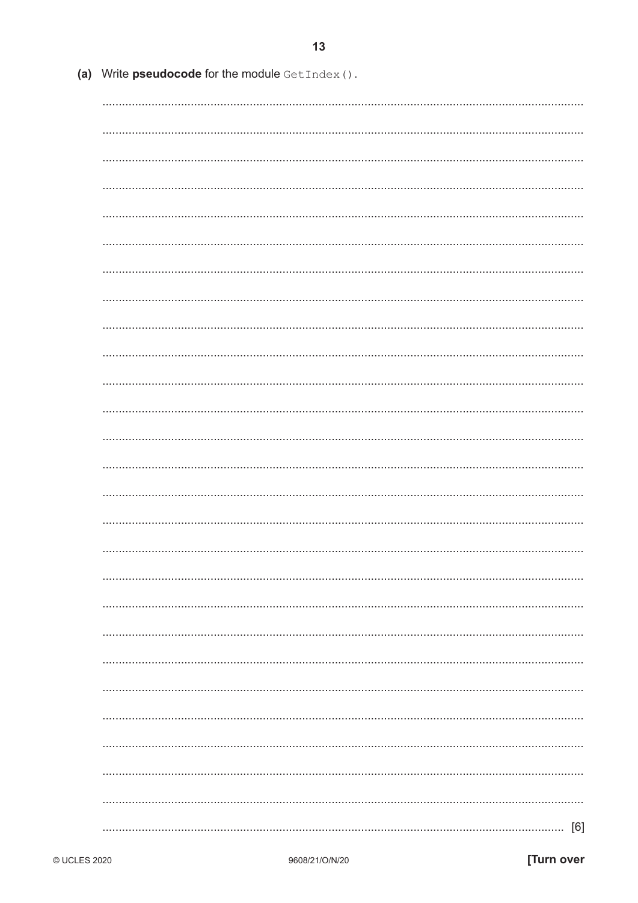(a) Write **pseudocode** for the module `GetIndex()`.

[6]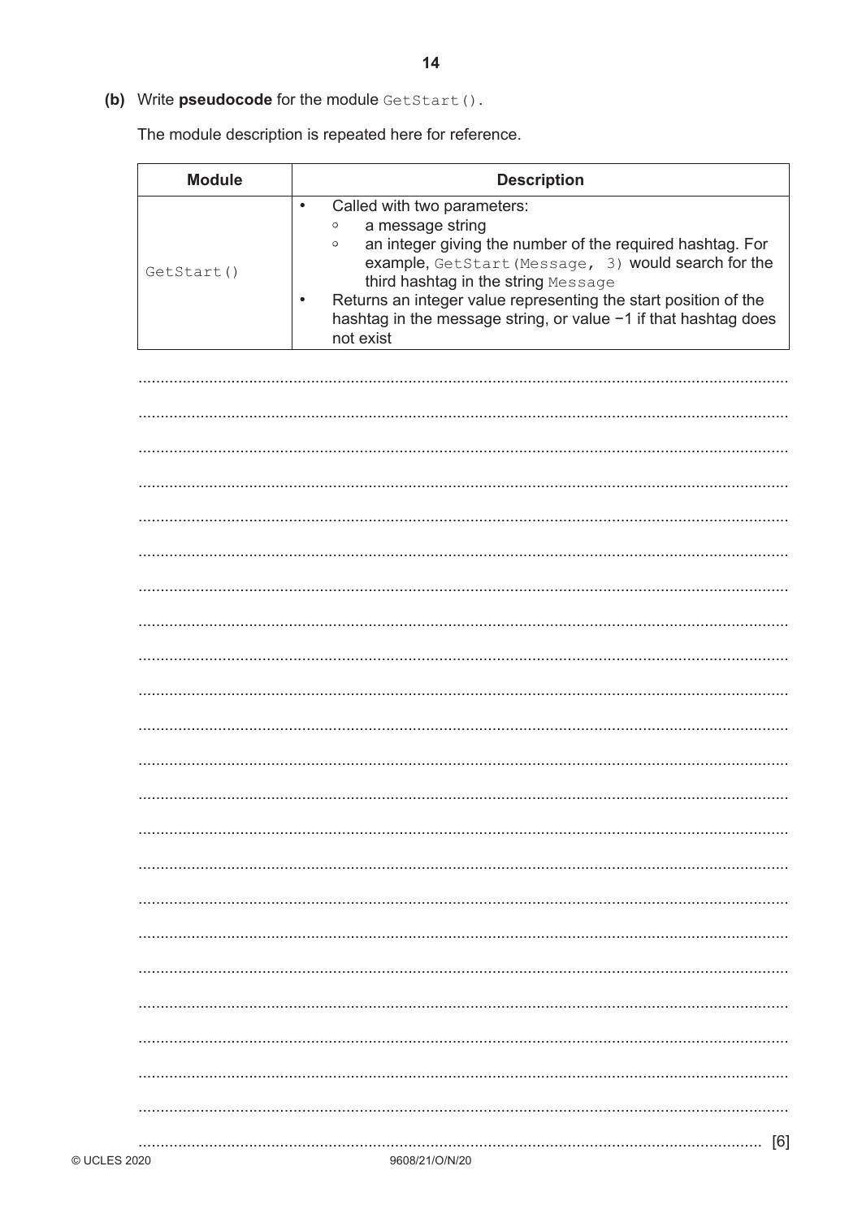(b) Write **pseudocode** for the module `GetStart()`.

The module description is repeated here for reference.

| Module | Description |
| --- | --- |
| `GetStart()` | • Called with two parameters:<br>  ◦ a message string<br>  ◦ an integer giving the number of the required hashtag. For example, `GetStart(Message, 3)` would search for the third hashtag in the string `Message`<br>• Returns an integer value representing the start position of the hashtag in the message string, or value −1 if that hashtag does not exist |

[6]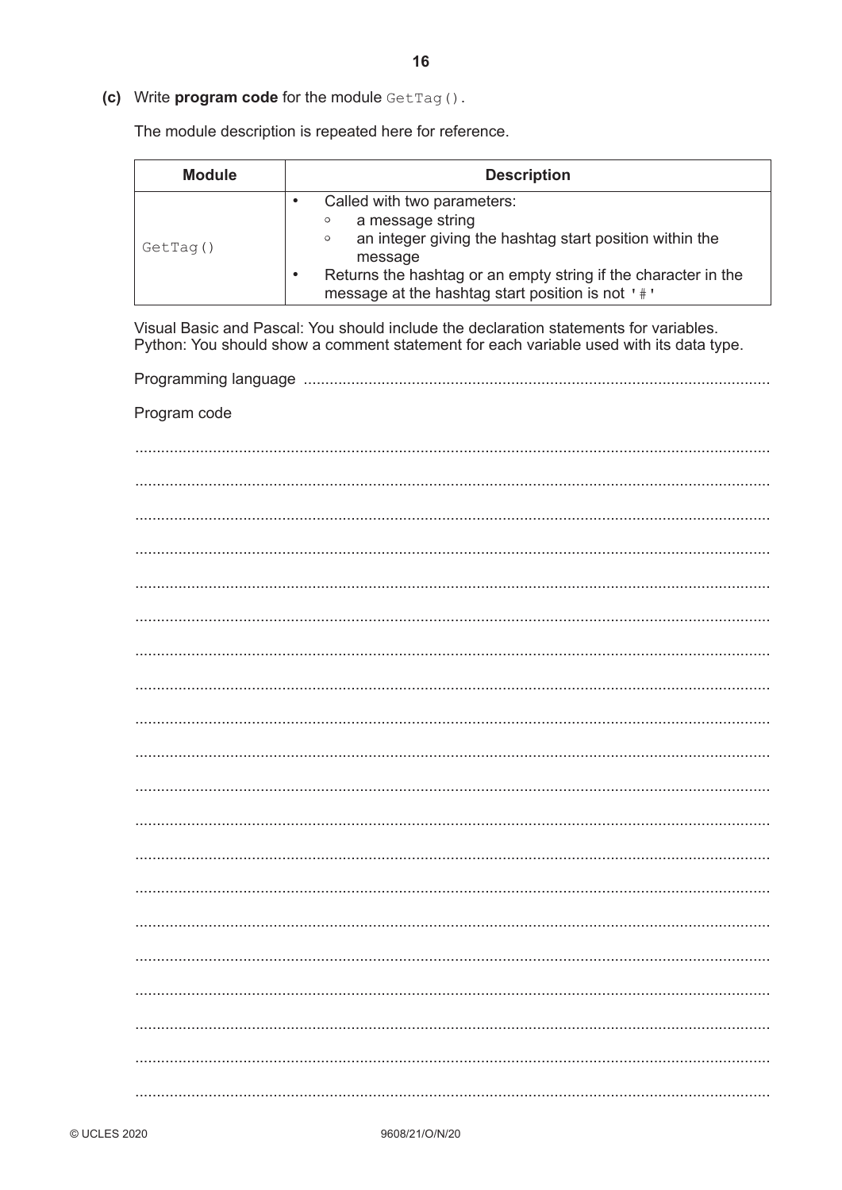**(c)** Write **program code** for the module `GetTag()`.

The module description is repeated here for reference.

| Module | Description |
| --- | --- |
| `GetTag()` | • Called with two parameters:<br>  ◦ a message string<br>  ◦ an integer giving the hashtag start position within the message<br>• Returns the hashtag or an empty string if the character in the message at the hashtag start position is not `'#'` |

Visual Basic and Pascal: You should include the declaration statements for variables.
Python: You should show a comment statement for each variable used with its data type.

Programming language ..........................................................................................................

Program code

.................................................................................................................................................

.................................................................................................................................................

.................................................................................................................................................

.................................................................................................................................................

.................................................................................................................................................

.................................................................................................................................................

.................................................................................................................................................

.................................................................................................................................................

.................................................................................................................................................

.................................................................................................................................................

.................................................................................................................................................

.................................................................................................................................................

.................................................................................................................................................

.................................................................................................................................................

.................................................................................................................................................

.................................................................................................................................................

.................................................................................................................................................

.................................................................................................................................................

.................................................................................................................................................

.................................................................................................................................................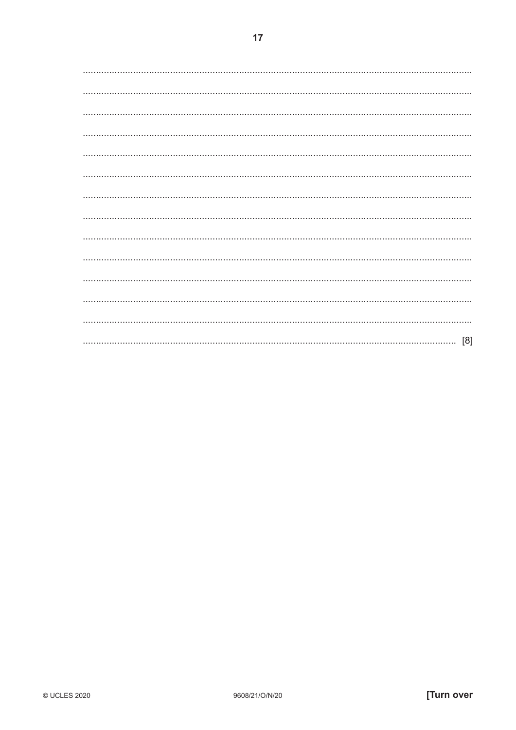[8]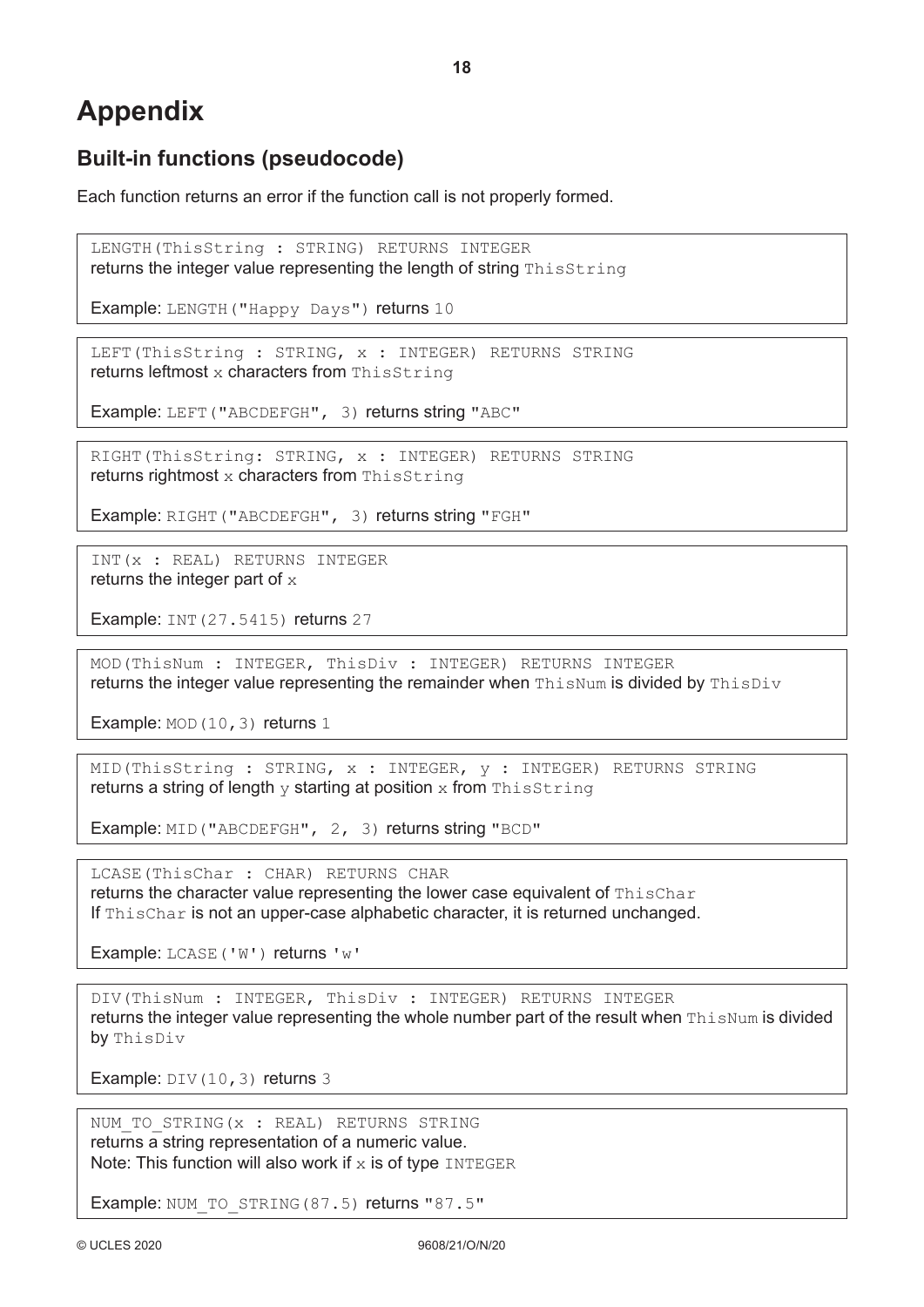# Appendix

## Built-in functions (pseudocode)

Each function returns an error if the function call is not properly formed.

```
LENGTH(ThisString : STRING) RETURNS INTEGER
```
returns the integer value representing the length of string `ThisString`

Example: `LENGTH("Happy Days")` returns `10`

```
LEFT(ThisString : STRING, x : INTEGER) RETURNS STRING
```
returns leftmost `x` characters from `ThisString`

Example: `LEFT("ABCDEFGH", 3)` returns string `"ABC"`

```
RIGHT(ThisString: STRING, x : INTEGER) RETURNS STRING
```
returns rightmost `x` characters from `ThisString`

Example: `RIGHT("ABCDEFGH", 3)` returns string `"FGH"`

```
INT(x : REAL) RETURNS INTEGER
```
returns the integer part of `x`

Example: `INT(27.5415)` returns `27`

```
MOD(ThisNum : INTEGER, ThisDiv : INTEGER) RETURNS INTEGER
```
returns the integer value representing the remainder when `ThisNum` is divided by `ThisDiv`

Example: `MOD(10,3)` returns `1`

```
MID(ThisString : STRING, x : INTEGER, y : INTEGER) RETURNS STRING
```
returns a string of length `y` starting at position `x` from `ThisString`

Example: `MID("ABCDEFGH", 2, 3)` returns string `"BCD"`

```
LCASE(ThisChar : CHAR) RETURNS CHAR
```
returns the character value representing the lower case equivalent of `ThisChar`
If `ThisChar` is not an upper-case alphabetic character, it is returned unchanged.

Example: `LCASE('W')` returns `'w'`

```
DIV(ThisNum : INTEGER, ThisDiv : INTEGER) RETURNS INTEGER
```
returns the integer value representing the whole number part of the result when `ThisNum` is divided by `ThisDiv`

Example: `DIV(10,3)` returns `3`

```
NUM_TO_STRING(x : REAL) RETURNS STRING
```
returns a string representation of a numeric value.
Note: This function will also work if `x` is of type `INTEGER`

Example: `NUM_TO_STRING(87.5)` returns `"87.5"`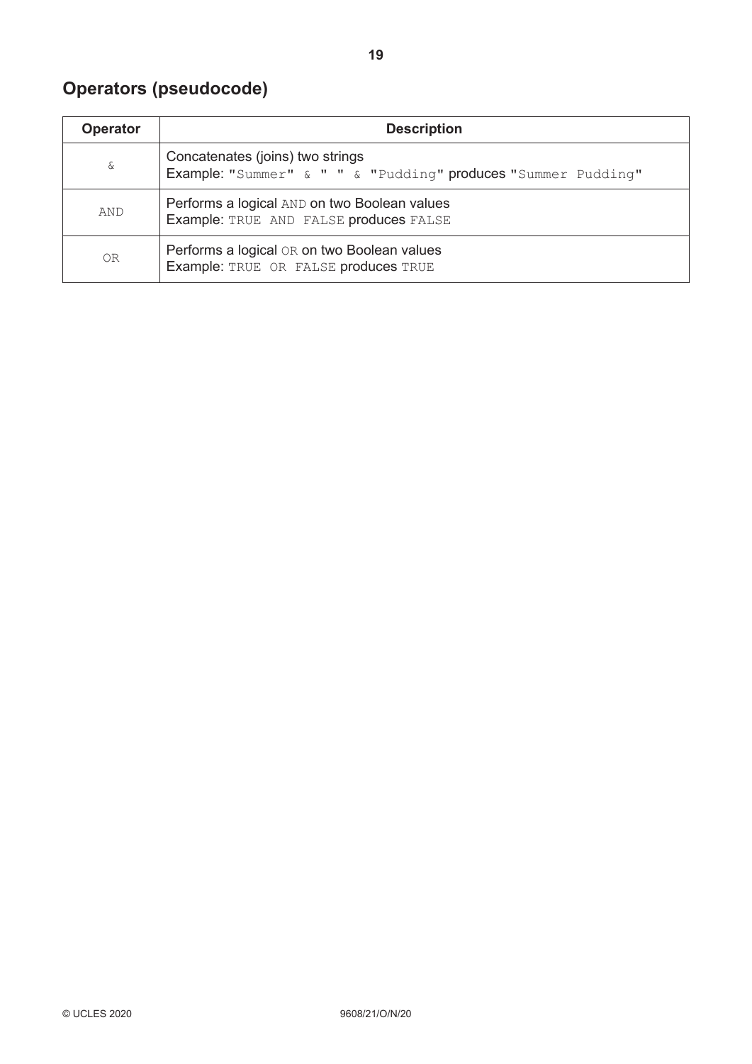## Operators (pseudocode)

| Operator | Description |
|---|---|
| `&` | Concatenates (joins) two strings<br>Example: `"Summer" & " " & "Pudding"` produces `"Summer Pudding"` |
| `AND` | Performs a logical `AND` on two Boolean values<br>Example: `TRUE AND FALSE` produces `FALSE` |
| `OR` | Performs a logical `OR` on two Boolean values<br>Example: `TRUE OR FALSE` produces `TRUE` |

© UCLES 2020 9608/21/O/N/20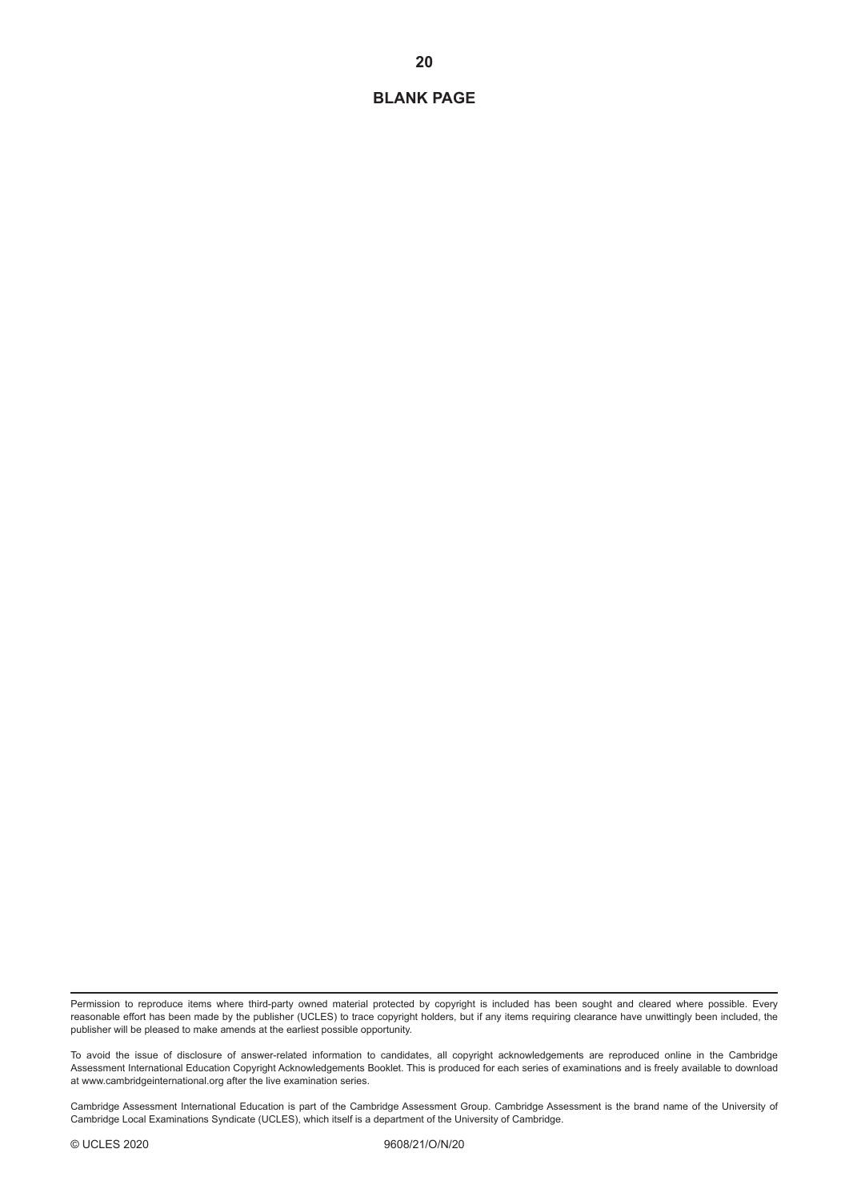**BLANK PAGE**

Permission to reproduce items where third-party owned material protected by copyright is included has been sought and cleared where possible. Every reasonable effort has been made by the publisher (UCLES) to trace copyright holders, but if any items requiring clearance have unwittingly been included, the publisher will be pleased to make amends at the earliest possible opportunity.

To avoid the issue of disclosure of answer-related information to candidates, all copyright acknowledgements are reproduced online in the Cambridge Assessment International Education Copyright Acknowledgements Booklet. This is produced for each series of examinations and is freely available to download at www.cambridgeinternational.org after the live examination series.

Cambridge Assessment International Education is part of the Cambridge Assessment Group. Cambridge Assessment is the brand name of the University of Cambridge Local Examinations Syndicate (UCLES), which itself is a department of the University of Cambridge.

© UCLES 2020 9608/21/O/N/20